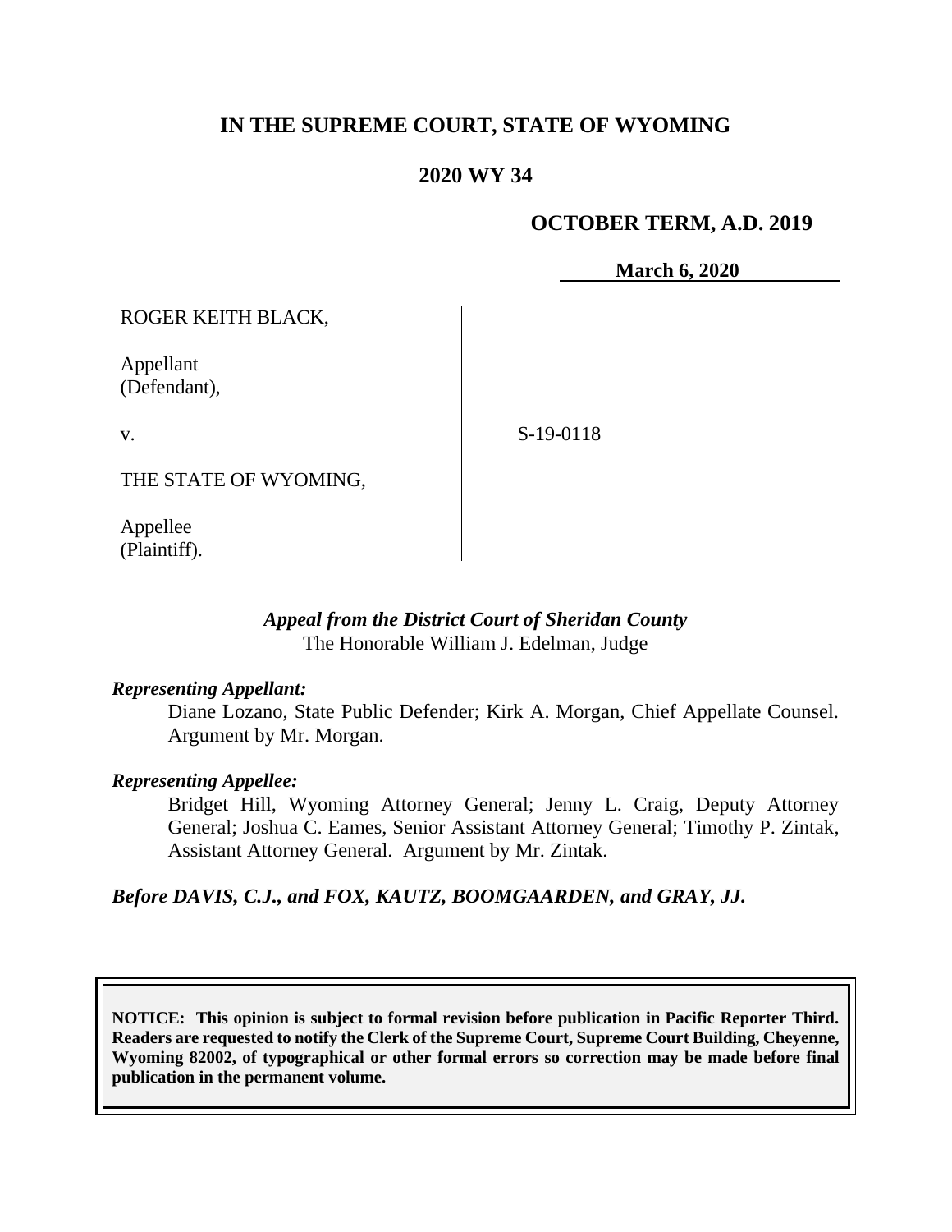# IN THE SUPREME COURT, STATE OF WYOMING

## 2020 WY 34

**OCTOBER TERM, A.D. 2019**

**March 6, 2020**

| | |
|---|---|
| ROGER KEITH BLACK,<br><br>Appellant<br>(Defendant),<br><br>v.<br><br>THE STATE OF WYOMING,<br><br>Appellee<br>(Plaintiff). | S-19-0118 |

***Appeal from the District Court of Sheridan County***
The Honorable William J. Edelman, Judge

***Representing Appellant:***

Diane Lozano, State Public Defender; Kirk A. Morgan, Chief Appellate Counsel. Argument by Mr. Morgan.

***Representing Appellee:***

Bridget Hill, Wyoming Attorney General; Jenny L. Craig, Deputy Attorney General; Joshua C. Eames, Senior Assistant Attorney General; Timothy P. Zintak, Assistant Attorney General. Argument by Mr. Zintak.

***Before DAVIS, C.J., and FOX, KAUTZ, BOOMGAARDEN, and GRAY, JJ.***

**NOTICE: This opinion is subject to formal revision before publication in Pacific Reporter Third. Readers are requested to notify the Clerk of the Supreme Court, Supreme Court Building, Cheyenne, Wyoming 82002, of typographical or other formal errors so correction may be made before final publication in the permanent volume.**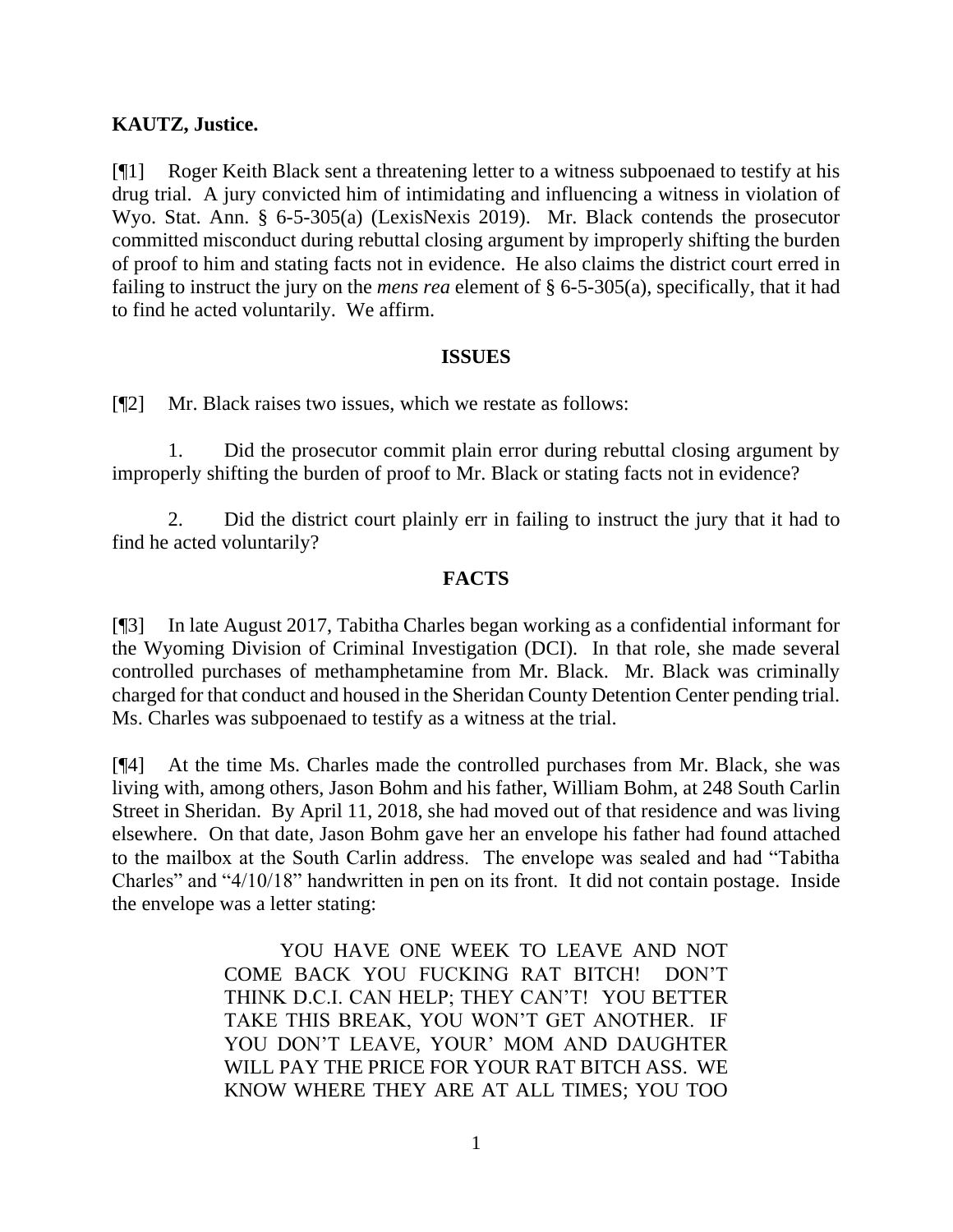**KAUTZ, Justice.**

[¶1] Roger Keith Black sent a threatening letter to a witness subpoenaed to testify at his drug trial. A jury convicted him of intimidating and influencing a witness in violation of Wyo. Stat. Ann. § 6-5-305(a) (LexisNexis 2019). Mr. Black contends the prosecutor committed misconduct during rebuttal closing argument by improperly shifting the burden of proof to him and stating facts not in evidence. He also claims the district court erred in failing to instruct the jury on the *mens rea* element of § 6-5-305(a), specifically, that it had to find he acted voluntarily. We affirm.

## ISSUES

[¶2] Mr. Black raises two issues, which we restate as follows:

1. Did the prosecutor commit plain error during rebuttal closing argument by improperly shifting the burden of proof to Mr. Black or stating facts not in evidence?

2. Did the district court plainly err in failing to instruct the jury that it had to find he acted voluntarily?

## FACTS

[¶3] In late August 2017, Tabitha Charles began working as a confidential informant for the Wyoming Division of Criminal Investigation (DCI). In that role, she made several controlled purchases of methamphetamine from Mr. Black. Mr. Black was criminally charged for that conduct and housed in the Sheridan County Detention Center pending trial. Ms. Charles was subpoenaed to testify as a witness at the trial.

[¶4] At the time Ms. Charles made the controlled purchases from Mr. Black, she was living with, among others, Jason Bohm and his father, William Bohm, at 248 South Carlin Street in Sheridan. By April 11, 2018, she had moved out of that residence and was living elsewhere. On that date, Jason Bohm gave her an envelope his father had found attached to the mailbox at the South Carlin address. The envelope was sealed and had "Tabitha Charles" and "4/10/18" handwritten in pen on its front. It did not contain postage. Inside the envelope was a letter stating:

> YOU HAVE ONE WEEK TO LEAVE AND NOT COME BACK YOU FUCKING RAT BITCH! DON'T THINK D.C.I. CAN HELP; THEY CAN'T! YOU BETTER TAKE THIS BREAK, YOU WON'T GET ANOTHER. IF YOU DON'T LEAVE, YOUR' MOM AND DAUGHTER WILL PAY THE PRICE FOR YOUR RAT BITCH ASS. WE KNOW WHERE THEY ARE AT ALL TIMES; YOU TOO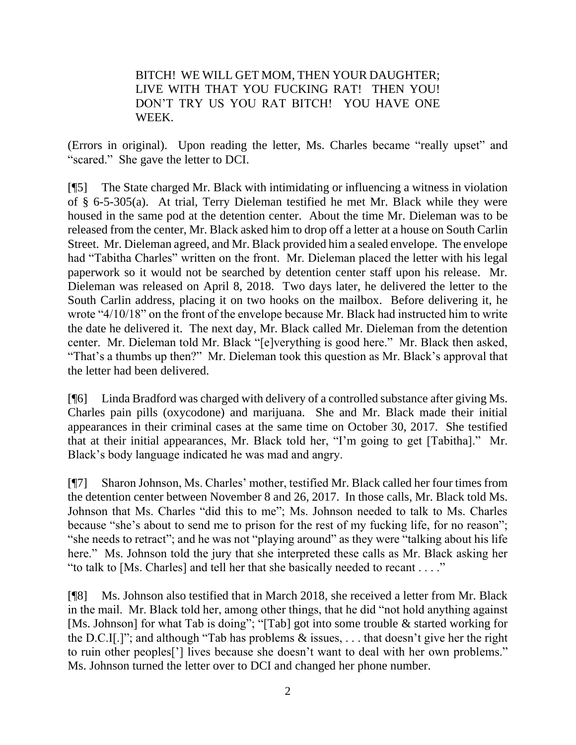> BITCH! WE WILL GET MOM, THEN YOUR DAUGHTER; LIVE WITH THAT YOU FUCKING RAT! THEN YOU! DON'T TRY US YOU RAT BITCH! YOU HAVE ONE WEEK.

(Errors in original). Upon reading the letter, Ms. Charles became "really upset" and "scared." She gave the letter to DCI.

[¶5] The State charged Mr. Black with intimidating or influencing a witness in violation of § 6-5-305(a). At trial, Terry Dieleman testified he met Mr. Black while they were housed in the same pod at the detention center. About the time Mr. Dieleman was to be released from the center, Mr. Black asked him to drop off a letter at a house on South Carlin Street. Mr. Dieleman agreed, and Mr. Black provided him a sealed envelope. The envelope had "Tabitha Charles" written on the front. Mr. Dieleman placed the letter with his legal paperwork so it would not be searched by detention center staff upon his release. Mr. Dieleman was released on April 8, 2018. Two days later, he delivered the letter to the South Carlin address, placing it on two hooks on the mailbox. Before delivering it, he wrote "4/10/18" on the front of the envelope because Mr. Black had instructed him to write the date he delivered it. The next day, Mr. Black called Mr. Dieleman from the detention center. Mr. Dieleman told Mr. Black "[e]verything is good here." Mr. Black then asked, "That's a thumbs up then?" Mr. Dieleman took this question as Mr. Black's approval that the letter had been delivered.

[¶6] Linda Bradford was charged with delivery of a controlled substance after giving Ms. Charles pain pills (oxycodone) and marijuana. She and Mr. Black made their initial appearances in their criminal cases at the same time on October 30, 2017. She testified that at their initial appearances, Mr. Black told her, "I'm going to get [Tabitha]." Mr. Black's body language indicated he was mad and angry.

[¶7] Sharon Johnson, Ms. Charles' mother, testified Mr. Black called her four times from the detention center between November 8 and 26, 2017. In those calls, Mr. Black told Ms. Johnson that Ms. Charles "did this to me"; Ms. Johnson needed to talk to Ms. Charles because "she's about to send me to prison for the rest of my fucking life, for no reason"; "she needs to retract"; and he was not "playing around" as they were "talking about his life here." Ms. Johnson told the jury that she interpreted these calls as Mr. Black asking her "to talk to [Ms. Charles] and tell her that she basically needed to recant . . . ."

[¶8] Ms. Johnson also testified that in March 2018, she received a letter from Mr. Black in the mail. Mr. Black told her, among other things, that he did "not hold anything against [Ms. Johnson] for what Tab is doing"; "[Tab] got into some trouble & started working for the D.C.I[.]"; and although "Tab has problems & issues, . . . that doesn't give her the right to ruin other peoples['] lives because she doesn't want to deal with her own problems." Ms. Johnson turned the letter over to DCI and changed her phone number.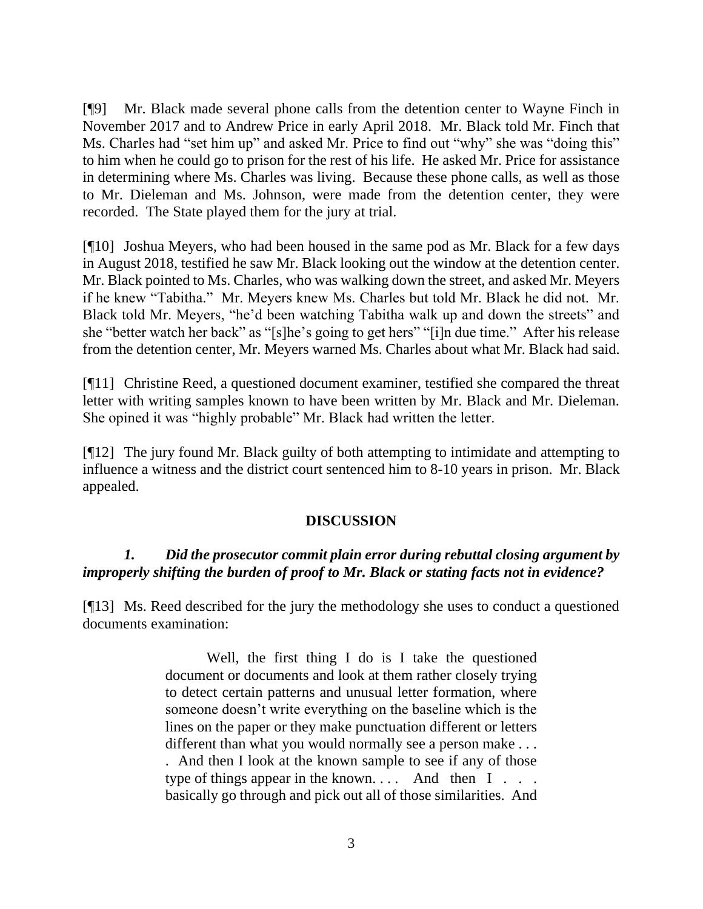[¶9] Mr. Black made several phone calls from the detention center to Wayne Finch in November 2017 and to Andrew Price in early April 2018. Mr. Black told Mr. Finch that Ms. Charles had "set him up" and asked Mr. Price to find out "why" she was "doing this" to him when he could go to prison for the rest of his life. He asked Mr. Price for assistance in determining where Ms. Charles was living. Because these phone calls, as well as those to Mr. Dieleman and Ms. Johnson, were made from the detention center, they were recorded. The State played them for the jury at trial.

[¶10] Joshua Meyers, who had been housed in the same pod as Mr. Black for a few days in August 2018, testified he saw Mr. Black looking out the window at the detention center. Mr. Black pointed to Ms. Charles, who was walking down the street, and asked Mr. Meyers if he knew "Tabitha." Mr. Meyers knew Ms. Charles but told Mr. Black he did not. Mr. Black told Mr. Meyers, "he'd been watching Tabitha walk up and down the streets" and she "better watch her back" as "[s]he's going to get hers" "[i]n due time." After his release from the detention center, Mr. Meyers warned Ms. Charles about what Mr. Black had said.

[¶11] Christine Reed, a questioned document examiner, testified she compared the threat letter with writing samples known to have been written by Mr. Black and Mr. Dieleman. She opined it was "highly probable" Mr. Black had written the letter.

[¶12] The jury found Mr. Black guilty of both attempting to intimidate and attempting to influence a witness and the district court sentenced him to 8-10 years in prison. Mr. Black appealed.

## DISCUSSION

### *1. Did the prosecutor commit plain error during rebuttal closing argument by improperly shifting the burden of proof to Mr. Black or stating facts not in evidence?*

[¶13] Ms. Reed described for the jury the methodology she uses to conduct a questioned documents examination:

> Well, the first thing I do is I take the questioned document or documents and look at them rather closely trying to detect certain patterns and unusual letter formation, where someone doesn't write everything on the baseline which is the lines on the paper or they make punctuation different or letters different than what you would normally see a person make . . . . And then I look at the known sample to see if any of those type of things appear in the known. . . . And then I . . . basically go through and pick out all of those similarities. And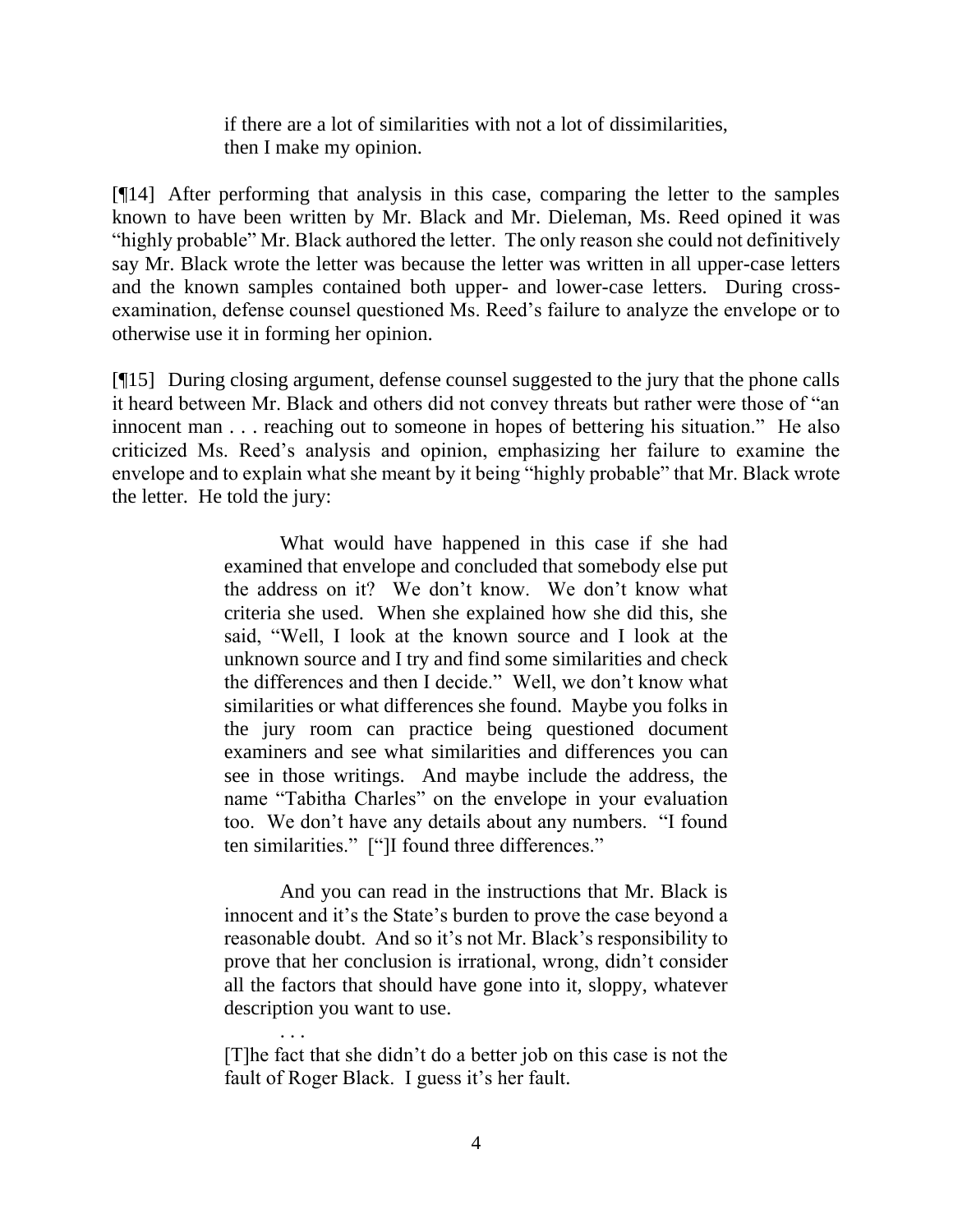> if there are a lot of similarities with not a lot of dissimilarities, then I make my opinion.

[¶14] After performing that analysis in this case, comparing the letter to the samples known to have been written by Mr. Black and Mr. Dieleman, Ms. Reed opined it was "highly probable" Mr. Black authored the letter. The only reason she could not definitively say Mr. Black wrote the letter was because the letter was written in all upper-case letters and the known samples contained both upper- and lower-case letters. During cross-examination, defense counsel questioned Ms. Reed's failure to analyze the envelope or to otherwise use it in forming her opinion.

[¶15] During closing argument, defense counsel suggested to the jury that the phone calls it heard between Mr. Black and others did not convey threats but rather were those of "an innocent man . . . reaching out to someone in hopes of bettering his situation." He also criticized Ms. Reed's analysis and opinion, emphasizing her failure to examine the envelope and to explain what she meant by it being "highly probable" that Mr. Black wrote the letter. He told the jury:

> What would have happened in this case if she had examined that envelope and concluded that somebody else put the address on it? We don't know. We don't know what criteria she used. When she explained how she did this, she said, "Well, I look at the known source and I look at the unknown source and I try and find some similarities and check the differences and then I decide." Well, we don't know what similarities or what differences she found. Maybe you folks in the jury room can practice being questioned document examiners and see what similarities and differences you can see in those writings. And maybe include the address, the name "Tabitha Charles" on the envelope in your evaluation too. We don't have any details about any numbers. "I found ten similarities." ["]I found three differences."
>
> And you can read in the instructions that Mr. Black is innocent and it's the State's burden to prove the case beyond a reasonable doubt. And so it's not Mr. Black's responsibility to prove that her conclusion is irrational, wrong, didn't consider all the factors that should have gone into it, sloppy, whatever description you want to use.
>
> . . .
>
> [T]he fact that she didn't do a better job on this case is not the fault of Roger Black. I guess it's her fault.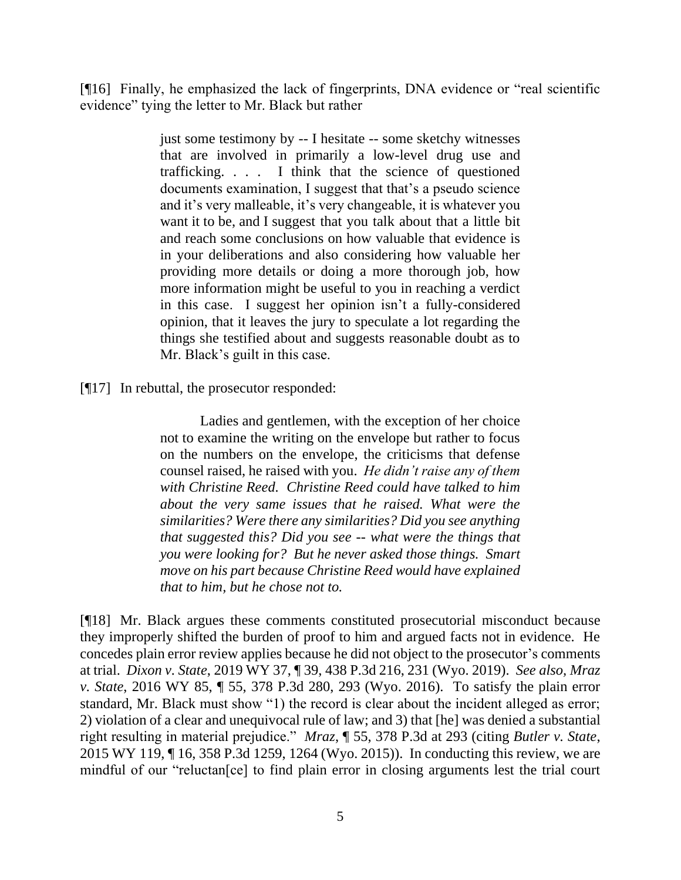[¶16] Finally, he emphasized the lack of fingerprints, DNA evidence or "real scientific evidence" tying the letter to Mr. Black but rather

> just some testimony by -- I hesitate -- some sketchy witnesses that are involved in primarily a low-level drug use and trafficking. . . . I think that the science of questioned documents examination, I suggest that that's a pseudo science and it's very malleable, it's very changeable, it is whatever you want it to be, and I suggest that you talk about that a little bit and reach some conclusions on how valuable that evidence is in your deliberations and also considering how valuable her providing more details or doing a more thorough job, how more information might be useful to you in reaching a verdict in this case. I suggest her opinion isn't a fully-considered opinion, that it leaves the jury to speculate a lot regarding the things she testified about and suggests reasonable doubt as to Mr. Black's guilt in this case.

[¶17] In rebuttal, the prosecutor responded:

> Ladies and gentlemen, with the exception of her choice not to examine the writing on the envelope but rather to focus on the numbers on the envelope, the criticisms that defense counsel raised, he raised with you. *He didn't raise any of them with Christine Reed. Christine Reed could have talked to him about the very same issues that he raised. What were the similarities? Were there any similarities? Did you see anything that suggested this? Did you see -- what were the things that you were looking for? But he never asked those things. Smart move on his part because Christine Reed would have explained that to him, but he chose not to.*

[¶18] Mr. Black argues these comments constituted prosecutorial misconduct because they improperly shifted the burden of proof to him and argued facts not in evidence. He concedes plain error review applies because he did not object to the prosecutor's comments at trial. *Dixon v. State*, 2019 WY 37, ¶ 39, 438 P.3d 216, 231 (Wyo. 2019). *See also*, *Mraz v. State*, 2016 WY 85, ¶ 55, 378 P.3d 280, 293 (Wyo. 2016). To satisfy the plain error standard, Mr. Black must show "1) the record is clear about the incident alleged as error; 2) violation of a clear and unequivocal rule of law; and 3) that [he] was denied a substantial right resulting in material prejudice." *Mraz*, ¶ 55, 378 P.3d at 293 (citing *Butler v. State*, 2015 WY 119, ¶ 16, 358 P.3d 1259, 1264 (Wyo. 2015)). In conducting this review, we are mindful of our "reluctan[ce] to find plain error in closing arguments lest the trial court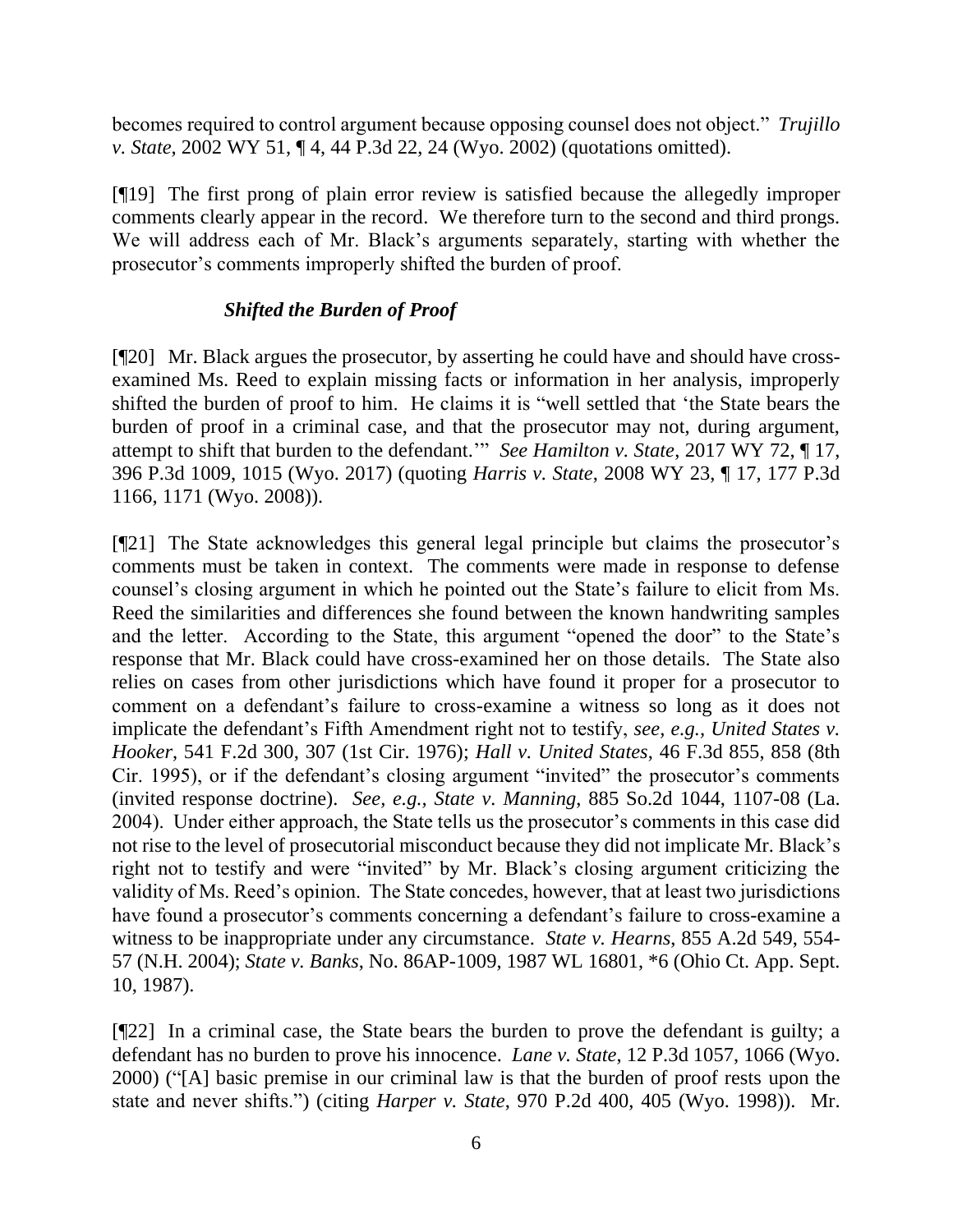becomes required to control argument because opposing counsel does not object." *Trujillo v. State*, 2002 WY 51, ¶ 4, 44 P.3d 22, 24 (Wyo. 2002) (quotations omitted).

[¶19] The first prong of plain error review is satisfied because the allegedly improper comments clearly appear in the record. We therefore turn to the second and third prongs. We will address each of Mr. Black's arguments separately, starting with whether the prosecutor's comments improperly shifted the burden of proof.

***Shifted the Burden of Proof***

[¶20] Mr. Black argues the prosecutor, by asserting he could have and should have cross-examined Ms. Reed to explain missing facts or information in her analysis, improperly shifted the burden of proof to him. He claims it is "well settled that 'the State bears the burden of proof in a criminal case, and that the prosecutor may not, during argument, attempt to shift that burden to the defendant.'" *See Hamilton v. State*, 2017 WY 72, ¶ 17, 396 P.3d 1009, 1015 (Wyo. 2017) (quoting *Harris v. State*, 2008 WY 23, ¶ 17, 177 P.3d 1166, 1171 (Wyo. 2008)).

[¶21] The State acknowledges this general legal principle but claims the prosecutor's comments must be taken in context. The comments were made in response to defense counsel's closing argument in which he pointed out the State's failure to elicit from Ms. Reed the similarities and differences she found between the known handwriting samples and the letter. According to the State, this argument "opened the door" to the State's response that Mr. Black could have cross-examined her on those details. The State also relies on cases from other jurisdictions which have found it proper for a prosecutor to comment on a defendant's failure to cross-examine a witness so long as it does not implicate the defendant's Fifth Amendment right not to testify, *see, e.g., United States v. Hooker*, 541 F.2d 300, 307 (1st Cir. 1976); *Hall v. United States*, 46 F.3d 855, 858 (8th Cir. 1995), or if the defendant's closing argument "invited" the prosecutor's comments (invited response doctrine). *See, e.g., State v. Manning*, 885 So.2d 1044, 1107-08 (La. 2004). Under either approach, the State tells us the prosecutor's comments in this case did not rise to the level of prosecutorial misconduct because they did not implicate Mr. Black's right not to testify and were "invited" by Mr. Black's closing argument criticizing the validity of Ms. Reed's opinion. The State concedes, however, that at least two jurisdictions have found a prosecutor's comments concerning a defendant's failure to cross-examine a witness to be inappropriate under any circumstance. *State v. Hearns*, 855 A.2d 549, 554-57 (N.H. 2004); *State v. Banks*, No. 86AP-1009, 1987 WL 16801, *6 (Ohio Ct. App. Sept. 10, 1987).

[¶22] In a criminal case, the State bears the burden to prove the defendant is guilty; a defendant has no burden to prove his innocence. *Lane v. State*, 12 P.3d 1057, 1066 (Wyo. 2000) ("[A] basic premise in our criminal law is that the burden of proof rests upon the state and never shifts.") (citing *Harper v. State*, 970 P.2d 400, 405 (Wyo. 1998)). Mr.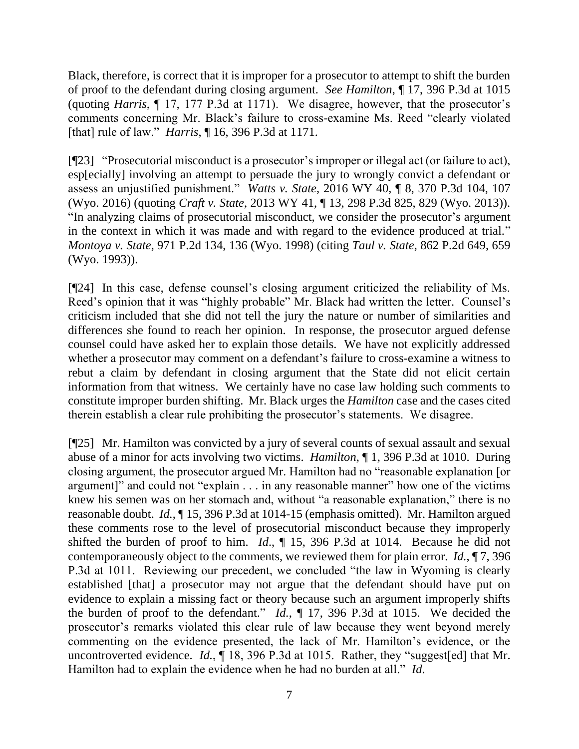Black, therefore, is correct that it is improper for a prosecutor to attempt to shift the burden of proof to the defendant during closing argument. *See Hamilton*, ¶ 17, 396 P.3d at 1015 (quoting *Harris*, ¶ 17, 177 P.3d at 1171). We disagree, however, that the prosecutor's comments concerning Mr. Black's failure to cross-examine Ms. Reed "clearly violated [that] rule of law." *Harris*, ¶ 16, 396 P.3d at 1171.

[¶23] "Prosecutorial misconduct is a prosecutor's improper or illegal act (or failure to act), esp[ecially] involving an attempt to persuade the jury to wrongly convict a defendant or assess an unjustified punishment." *Watts v. State*, 2016 WY 40, ¶ 8, 370 P.3d 104, 107 (Wyo. 2016) (quoting *Craft v. State*, 2013 WY 41, ¶ 13, 298 P.3d 825, 829 (Wyo. 2013)). "In analyzing claims of prosecutorial misconduct, we consider the prosecutor's argument in the context in which it was made and with regard to the evidence produced at trial." *Montoya v. State*, 971 P.2d 134, 136 (Wyo. 1998) (citing *Taul v. State*, 862 P.2d 649, 659 (Wyo. 1993)).

[¶24] In this case, defense counsel's closing argument criticized the reliability of Ms. Reed's opinion that it was "highly probable" Mr. Black had written the letter. Counsel's criticism included that she did not tell the jury the nature or number of similarities and differences she found to reach her opinion. In response, the prosecutor argued defense counsel could have asked her to explain those details. We have not explicitly addressed whether a prosecutor may comment on a defendant's failure to cross-examine a witness to rebut a claim by defendant in closing argument that the State did not elicit certain information from that witness. We certainly have no case law holding such comments to constitute improper burden shifting. Mr. Black urges the *Hamilton* case and the cases cited therein establish a clear rule prohibiting the prosecutor's statements. We disagree.

[¶25] Mr. Hamilton was convicted by a jury of several counts of sexual assault and sexual abuse of a minor for acts involving two victims. *Hamilton*, ¶ 1, 396 P.3d at 1010. During closing argument, the prosecutor argued Mr. Hamilton had no "reasonable explanation [or argument]" and could not "explain . . . in any reasonable manner" how one of the victims knew his semen was on her stomach and, without "a reasonable explanation," there is no reasonable doubt. *Id.*, ¶ 15, 396 P.3d at 1014-15 (emphasis omitted). Mr. Hamilton argued these comments rose to the level of prosecutorial misconduct because they improperly shifted the burden of proof to him. *Id*., ¶ 15, 396 P.3d at 1014. Because he did not contemporaneously object to the comments, we reviewed them for plain error. *Id.*, ¶ 7, 396 P.3d at 1011. Reviewing our precedent, we concluded "the law in Wyoming is clearly established [that] a prosecutor may not argue that the defendant should have put on evidence to explain a missing fact or theory because such an argument improperly shifts the burden of proof to the defendant." *Id.*, ¶ 17, 396 P.3d at 1015. We decided the prosecutor's remarks violated this clear rule of law because they went beyond merely commenting on the evidence presented, the lack of Mr. Hamilton's evidence, or the uncontroverted evidence. *Id.*, ¶ 18, 396 P.3d at 1015. Rather, they "suggest[ed] that Mr. Hamilton had to explain the evidence when he had no burden at all." *Id*.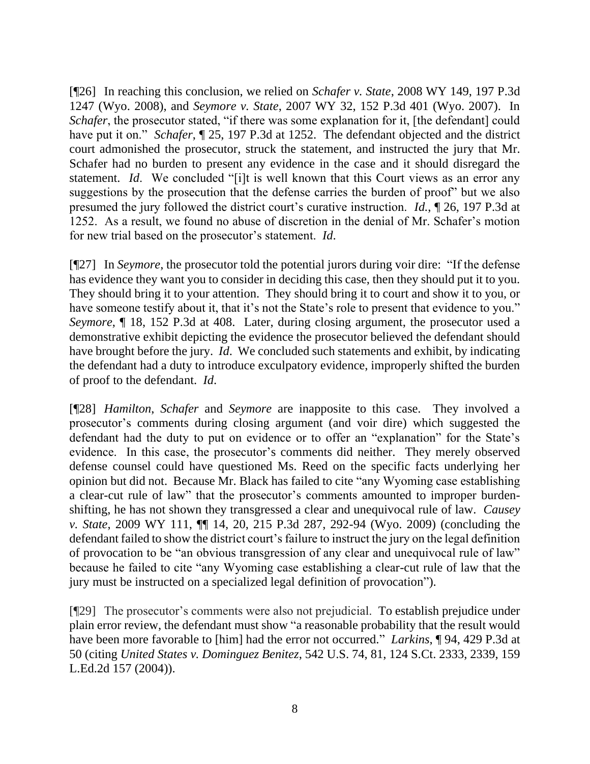[¶26] In reaching this conclusion, we relied on *Schafer v. State*, 2008 WY 149, 197 P.3d 1247 (Wyo. 2008), and *Seymore v. State*, 2007 WY 32, 152 P.3d 401 (Wyo. 2007). In *Schafer*, the prosecutor stated, "if there was some explanation for it, [the defendant] could have put it on." *Schafer*, ¶ 25, 197 P.3d at 1252. The defendant objected and the district court admonished the prosecutor, struck the statement, and instructed the jury that Mr. Schafer had no burden to present any evidence in the case and it should disregard the statement. *Id*. We concluded "[i]t is well known that this Court views as an error any suggestions by the prosecution that the defense carries the burden of proof" but we also presumed the jury followed the district court's curative instruction. *Id.*, ¶ 26, 197 P.3d at 1252. As a result, we found no abuse of discretion in the denial of Mr. Schafer's motion for new trial based on the prosecutor's statement. *Id*.

[¶27] In *Seymore*, the prosecutor told the potential jurors during voir dire: "If the defense has evidence they want you to consider in deciding this case, then they should put it to you. They should bring it to your attention. They should bring it to court and show it to you, or have someone testify about it, that it's not the State's role to present that evidence to you." *Seymore*, ¶ 18, 152 P.3d at 408. Later, during closing argument, the prosecutor used a demonstrative exhibit depicting the evidence the prosecutor believed the defendant should have brought before the jury. *Id*. We concluded such statements and exhibit, by indicating the defendant had a duty to introduce exculpatory evidence, improperly shifted the burden of proof to the defendant. *Id*.

[¶28] *Hamilton*, *Schafer* and *Seymore* are inapposite to this case. They involved a prosecutor's comments during closing argument (and voir dire) which suggested the defendant had the duty to put on evidence or to offer an "explanation" for the State's evidence. In this case, the prosecutor's comments did neither. They merely observed defense counsel could have questioned Ms. Reed on the specific facts underlying her opinion but did not. Because Mr. Black has failed to cite "any Wyoming case establishing a clear-cut rule of law" that the prosecutor's comments amounted to improper burden-shifting, he has not shown they transgressed a clear and unequivocal rule of law. *Causey v. State*, 2009 WY 111, ¶¶ 14, 20, 215 P.3d 287, 292-94 (Wyo. 2009) (concluding the defendant failed to show the district court's failure to instruct the jury on the legal definition of provocation to be "an obvious transgression of any clear and unequivocal rule of law" because he failed to cite "any Wyoming case establishing a clear-cut rule of law that the jury must be instructed on a specialized legal definition of provocation").

[¶29] The prosecutor's comments were also not prejudicial. To establish prejudice under plain error review, the defendant must show "a reasonable probability that the result would have been more favorable to [him] had the error not occurred." *Larkins*, ¶ 94, 429 P.3d at 50 (citing *United States v. Dominguez Benitez*, 542 U.S. 74, 81, 124 S.Ct. 2333, 2339, 159 L.Ed.2d 157 (2004)).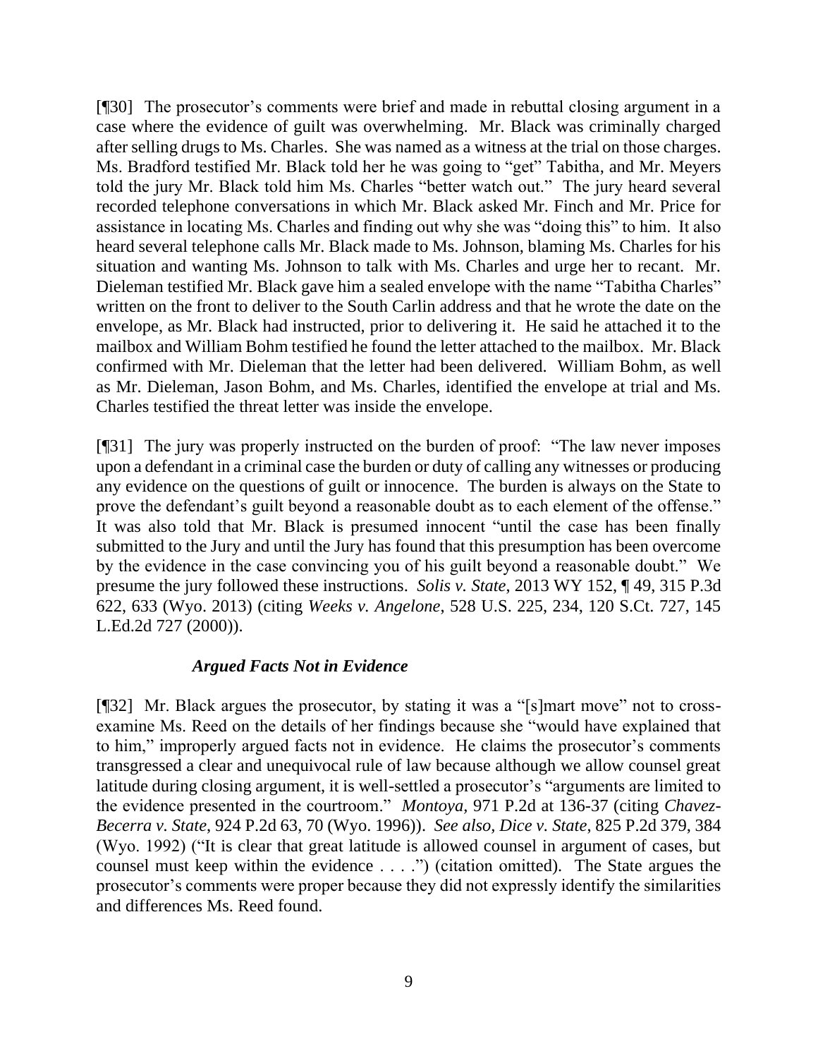[¶30] The prosecutor's comments were brief and made in rebuttal closing argument in a case where the evidence of guilt was overwhelming. Mr. Black was criminally charged after selling drugs to Ms. Charles. She was named as a witness at the trial on those charges. Ms. Bradford testified Mr. Black told her he was going to "get" Tabitha, and Mr. Meyers told the jury Mr. Black told him Ms. Charles "better watch out." The jury heard several recorded telephone conversations in which Mr. Black asked Mr. Finch and Mr. Price for assistance in locating Ms. Charles and finding out why she was "doing this" to him. It also heard several telephone calls Mr. Black made to Ms. Johnson, blaming Ms. Charles for his situation and wanting Ms. Johnson to talk with Ms. Charles and urge her to recant. Mr. Dieleman testified Mr. Black gave him a sealed envelope with the name "Tabitha Charles" written on the front to deliver to the South Carlin address and that he wrote the date on the envelope, as Mr. Black had instructed, prior to delivering it. He said he attached it to the mailbox and William Bohm testified he found the letter attached to the mailbox. Mr. Black confirmed with Mr. Dieleman that the letter had been delivered. William Bohm, as well as Mr. Dieleman, Jason Bohm, and Ms. Charles, identified the envelope at trial and Ms. Charles testified the threat letter was inside the envelope.

[¶31] The jury was properly instructed on the burden of proof: "The law never imposes upon a defendant in a criminal case the burden or duty of calling any witnesses or producing any evidence on the questions of guilt or innocence. The burden is always on the State to prove the defendant's guilt beyond a reasonable doubt as to each element of the offense." It was also told that Mr. Black is presumed innocent "until the case has been finally submitted to the Jury and until the Jury has found that this presumption has been overcome by the evidence in the case convincing you of his guilt beyond a reasonable doubt." We presume the jury followed these instructions. *Solis v. State*, 2013 WY 152, ¶ 49, 315 P.3d 622, 633 (Wyo. 2013) (citing *Weeks v. Angelone*, 528 U.S. 225, 234, 120 S.Ct. 727, 145 L.Ed.2d 727 (2000)).

### *Argued Facts Not in Evidence*

[¶32] Mr. Black argues the prosecutor, by stating it was a "[s]mart move" not to cross-examine Ms. Reed on the details of her findings because she "would have explained that to him," improperly argued facts not in evidence. He claims the prosecutor's comments transgressed a clear and unequivocal rule of law because although we allow counsel great latitude during closing argument, it is well-settled a prosecutor's "arguments are limited to the evidence presented in the courtroom." *Montoya*, 971 P.2d at 136-37 (citing *Chavez-Becerra v. State*, 924 P.2d 63, 70 (Wyo. 1996)). *See also*, *Dice v. State*, 825 P.2d 379, 384 (Wyo. 1992) ("It is clear that great latitude is allowed counsel in argument of cases, but counsel must keep within the evidence . . . .") (citation omitted). The State argues the prosecutor's comments were proper because they did not expressly identify the similarities and differences Ms. Reed found.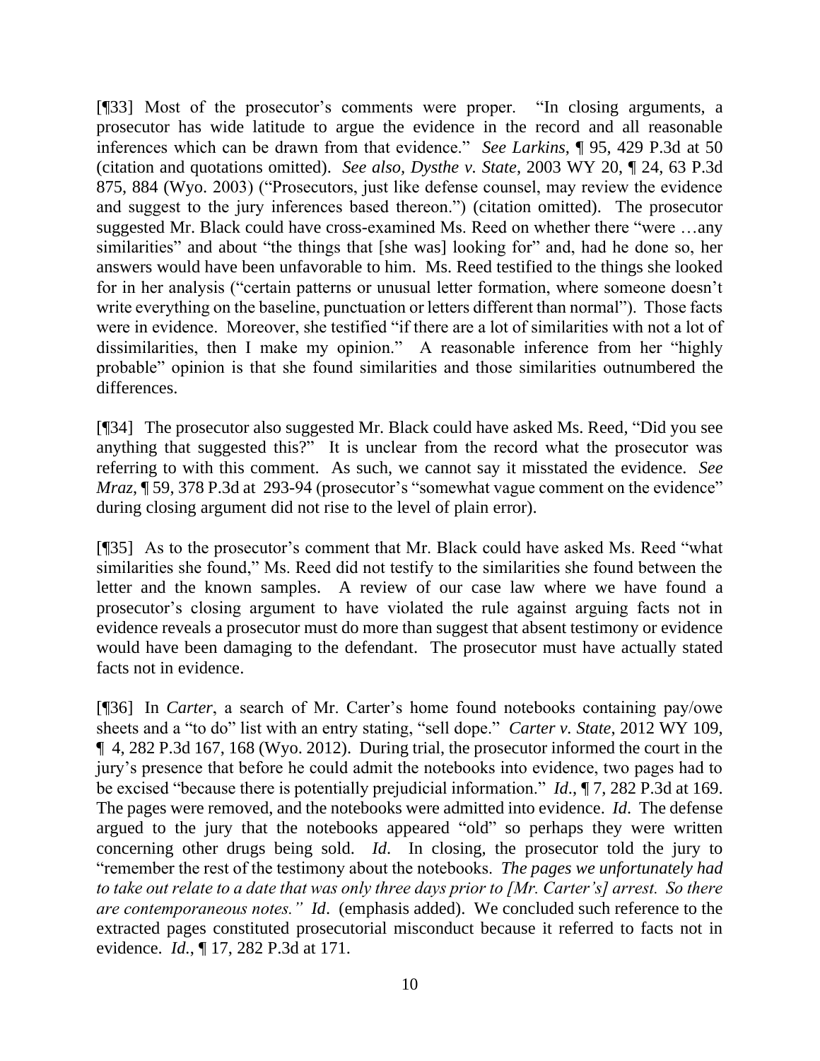[¶33] Most of the prosecutor's comments were proper. "In closing arguments, a prosecutor has wide latitude to argue the evidence in the record and all reasonable inferences which can be drawn from that evidence." *See Larkins*, ¶ 95, 429 P.3d at 50 (citation and quotations omitted). *See also, Dysthe v. State*, 2003 WY 20, ¶ 24, 63 P.3d 875, 884 (Wyo. 2003) ("Prosecutors, just like defense counsel, may review the evidence and suggest to the jury inferences based thereon.") (citation omitted). The prosecutor suggested Mr. Black could have cross-examined Ms. Reed on whether there "were …any similarities" and about "the things that [she was] looking for" and, had he done so, her answers would have been unfavorable to him. Ms. Reed testified to the things she looked for in her analysis ("certain patterns or unusual letter formation, where someone doesn't write everything on the baseline, punctuation or letters different than normal"). Those facts were in evidence. Moreover, she testified "if there are a lot of similarities with not a lot of dissimilarities, then I make my opinion." A reasonable inference from her "highly probable" opinion is that she found similarities and those similarities outnumbered the differences.

[¶34] The prosecutor also suggested Mr. Black could have asked Ms. Reed, "Did you see anything that suggested this?" It is unclear from the record what the prosecutor was referring to with this comment. As such, we cannot say it misstated the evidence. *See Mraz*, ¶ 59, 378 P.3d at 293-94 (prosecutor's "somewhat vague comment on the evidence" during closing argument did not rise to the level of plain error).

[¶35] As to the prosecutor's comment that Mr. Black could have asked Ms. Reed "what similarities she found," Ms. Reed did not testify to the similarities she found between the letter and the known samples. A review of our case law where we have found a prosecutor's closing argument to have violated the rule against arguing facts not in evidence reveals a prosecutor must do more than suggest that absent testimony or evidence would have been damaging to the defendant. The prosecutor must have actually stated facts not in evidence.

[¶36] In *Carter*, a search of Mr. Carter's home found notebooks containing pay/owe sheets and a "to do" list with an entry stating, "sell dope." *Carter v. State*, 2012 WY 109, ¶ 4, 282 P.3d 167, 168 (Wyo. 2012). During trial, the prosecutor informed the court in the jury's presence that before he could admit the notebooks into evidence, two pages had to be excised "because there is potentially prejudicial information." *Id*., ¶ 7, 282 P.3d at 169. The pages were removed, and the notebooks were admitted into evidence. *Id*. The defense argued to the jury that the notebooks appeared "old" so perhaps they were written concerning other drugs being sold. *Id*. In closing, the prosecutor told the jury to "remember the rest of the testimony about the notebooks. *The pages we unfortunately had to take out relate to a date that was only three days prior to [Mr. Carter's] arrest. So there are contemporaneous notes." Id*. (emphasis added). We concluded such reference to the extracted pages constituted prosecutorial misconduct because it referred to facts not in evidence. *Id.*, ¶ 17, 282 P.3d at 171.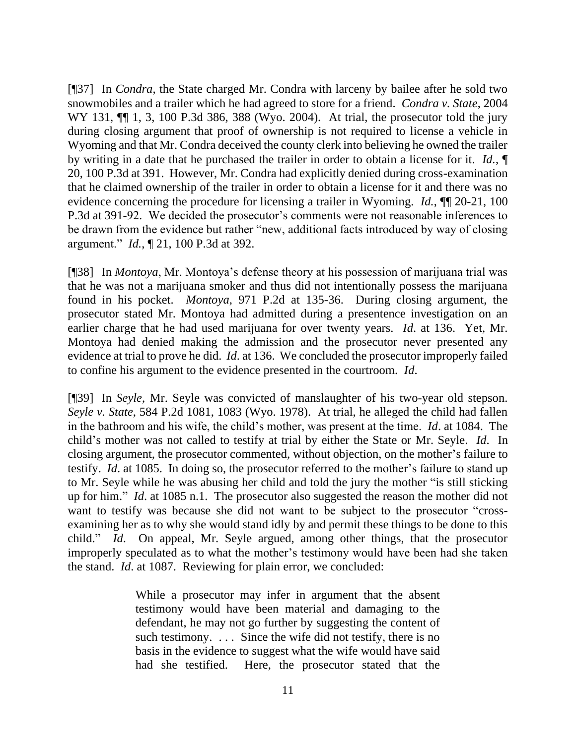[¶37] In *Condra*, the State charged Mr. Condra with larceny by bailee after he sold two snowmobiles and a trailer which he had agreed to store for a friend. *Condra v. State*, 2004 WY 131, ¶¶ 1, 3, 100 P.3d 386, 388 (Wyo. 2004). At trial, the prosecutor told the jury during closing argument that proof of ownership is not required to license a vehicle in Wyoming and that Mr. Condra deceived the county clerk into believing he owned the trailer by writing in a date that he purchased the trailer in order to obtain a license for it. *Id.*, ¶ 20, 100 P.3d at 391. However, Mr. Condra had explicitly denied during cross-examination that he claimed ownership of the trailer in order to obtain a license for it and there was no evidence concerning the procedure for licensing a trailer in Wyoming. *Id.*, ¶¶ 20-21, 100 P.3d at 391-92. We decided the prosecutor's comments were not reasonable inferences to be drawn from the evidence but rather "new, additional facts introduced by way of closing argument." *Id.*, ¶ 21, 100 P.3d at 392.

[¶38] In *Montoya*, Mr. Montoya's defense theory at his possession of marijuana trial was that he was not a marijuana smoker and thus did not intentionally possess the marijuana found in his pocket. *Montoya*, 971 P.2d at 135-36. During closing argument, the prosecutor stated Mr. Montoya had admitted during a presentence investigation on an earlier charge that he had used marijuana for over twenty years. *Id*. at 136. Yet, Mr. Montoya had denied making the admission and the prosecutor never presented any evidence at trial to prove he did. *Id*. at 136. We concluded the prosecutor improperly failed to confine his argument to the evidence presented in the courtroom. *Id*.

[¶39] In *Seyle*, Mr. Seyle was convicted of manslaughter of his two-year old stepson. *Seyle v. State*, 584 P.2d 1081, 1083 (Wyo. 1978). At trial, he alleged the child had fallen in the bathroom and his wife, the child's mother, was present at the time. *Id*. at 1084. The child's mother was not called to testify at trial by either the State or Mr. Seyle. *Id*. In closing argument, the prosecutor commented, without objection, on the mother's failure to testify. *Id*. at 1085. In doing so, the prosecutor referred to the mother's failure to stand up to Mr. Seyle while he was abusing her child and told the jury the mother "is still sticking up for him." *Id*. at 1085 n.1. The prosecutor also suggested the reason the mother did not want to testify was because she did not want to be subject to the prosecutor "cross-examining her as to why she would stand idly by and permit these things to be done to this child." *Id*. On appeal, Mr. Seyle argued, among other things, that the prosecutor improperly speculated as to what the mother's testimony would have been had she taken the stand. *Id*. at 1087. Reviewing for plain error, we concluded:

> While a prosecutor may infer in argument that the absent testimony would have been material and damaging to the defendant, he may not go further by suggesting the content of such testimony. . . . Since the wife did not testify, there is no basis in the evidence to suggest what the wife would have said had she testified. Here, the prosecutor stated that the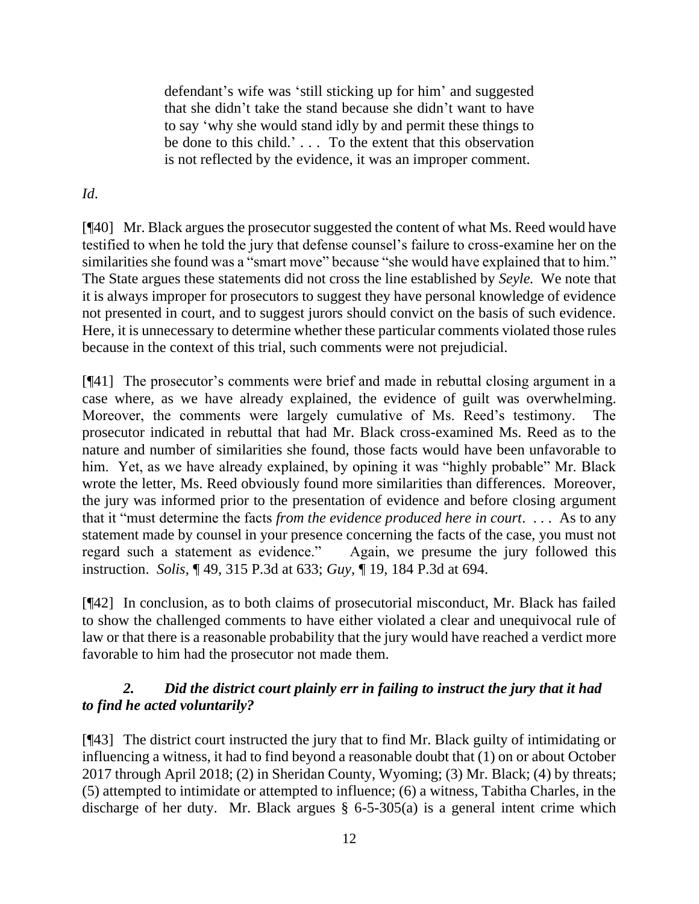> defendant's wife was 'still sticking up for him' and suggested that she didn't take the stand because she didn't want to have to say 'why she would stand idly by and permit these things to be done to this child.' . . . To the extent that this observation is not reflected by the evidence, it was an improper comment.

*Id*.

[¶40] Mr. Black argues the prosecutor suggested the content of what Ms. Reed would have testified to when he told the jury that defense counsel's failure to cross-examine her on the similarities she found was a "smart move" because "she would have explained that to him." The State argues these statements did not cross the line established by *Seyle.* We note that it is always improper for prosecutors to suggest they have personal knowledge of evidence not presented in court, and to suggest jurors should convict on the basis of such evidence. Here, it is unnecessary to determine whether these particular comments violated those rules because in the context of this trial, such comments were not prejudicial.

[¶41] The prosecutor's comments were brief and made in rebuttal closing argument in a case where, as we have already explained, the evidence of guilt was overwhelming. Moreover, the comments were largely cumulative of Ms. Reed's testimony. The prosecutor indicated in rebuttal that had Mr. Black cross-examined Ms. Reed as to the nature and number of similarities she found, those facts would have been unfavorable to him. Yet, as we have already explained, by opining it was "highly probable" Mr. Black wrote the letter, Ms. Reed obviously found more similarities than differences. Moreover, the jury was informed prior to the presentation of evidence and before closing argument that it "must determine the facts *from the evidence produced here in court*. . . . As to any statement made by counsel in your presence concerning the facts of the case, you must not regard such a statement as evidence." Again, we presume the jury followed this instruction. *Solis*, ¶ 49, 315 P.3d at 633; *Guy*, ¶ 19, 184 P.3d at 694.

[¶42] In conclusion, as to both claims of prosecutorial misconduct, Mr. Black has failed to show the challenged comments to have either violated a clear and unequivocal rule of law or that there is a reasonable probability that the jury would have reached a verdict more favorable to him had the prosecutor not made them.

### *2. Did the district court plainly err in failing to instruct the jury that it had to find he acted voluntarily?*

[¶43] The district court instructed the jury that to find Mr. Black guilty of intimidating or influencing a witness, it had to find beyond a reasonable doubt that (1) on or about October 2017 through April 2018; (2) in Sheridan County, Wyoming; (3) Mr. Black; (4) by threats; (5) attempted to intimidate or attempted to influence; (6) a witness, Tabitha Charles, in the discharge of her duty. Mr. Black argues § 6-5-305(a) is a general intent crime which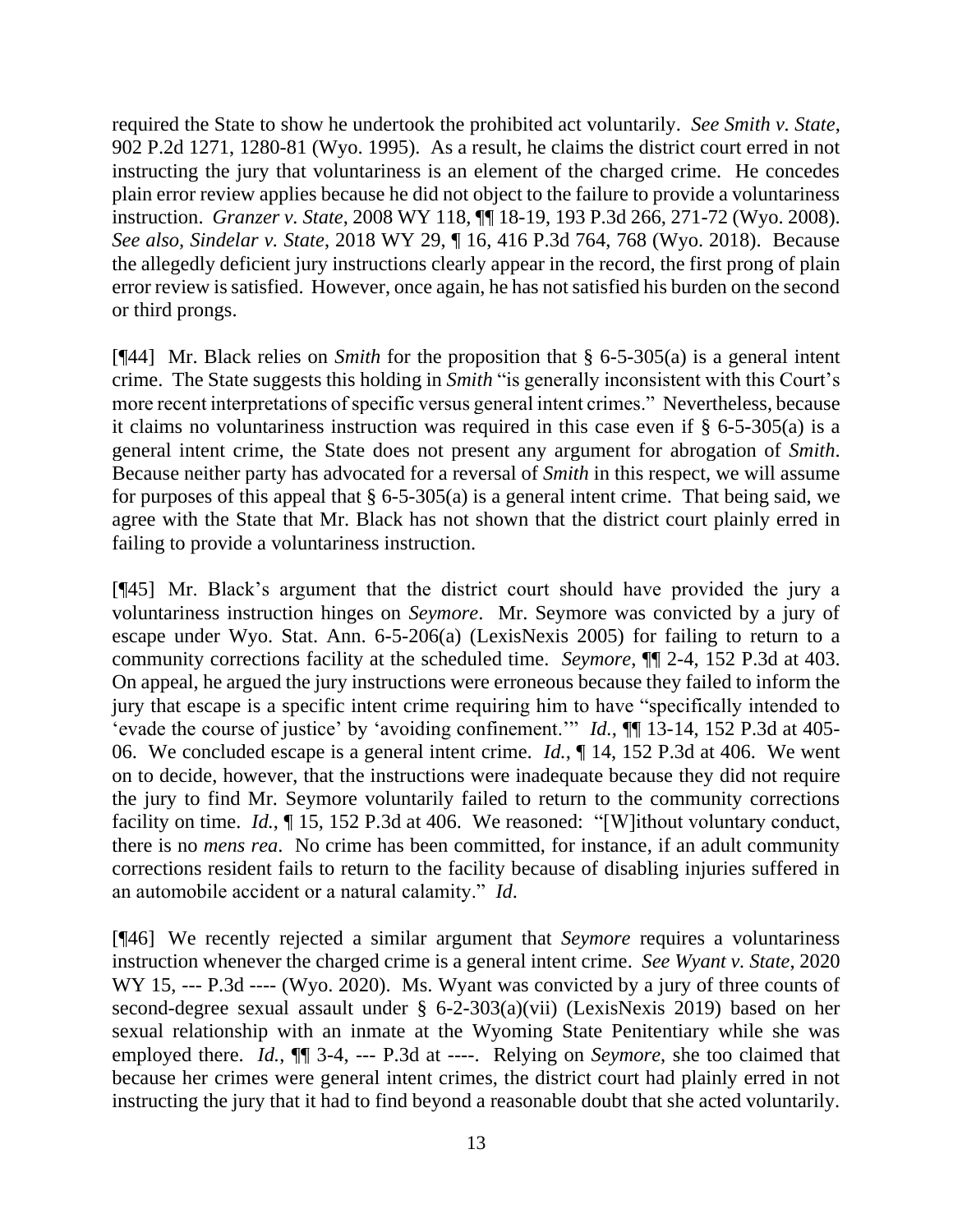required the State to show he undertook the prohibited act voluntarily. *See Smith v. State*, 902 P.2d 1271, 1280-81 (Wyo. 1995). As a result, he claims the district court erred in not instructing the jury that voluntariness is an element of the charged crime. He concedes plain error review applies because he did not object to the failure to provide a voluntariness instruction. *Granzer v. State*, 2008 WY 118, ¶¶ 18-19, 193 P.3d 266, 271-72 (Wyo. 2008). *See also, Sindelar v. State*, 2018 WY 29, ¶ 16, 416 P.3d 764, 768 (Wyo. 2018). Because the allegedly deficient jury instructions clearly appear in the record, the first prong of plain error review is satisfied. However, once again, he has not satisfied his burden on the second or third prongs.

[¶44] Mr. Black relies on *Smith* for the proposition that § 6-5-305(a) is a general intent crime. The State suggests this holding in *Smith* "is generally inconsistent with this Court's more recent interpretations of specific versus general intent crimes." Nevertheless, because it claims no voluntariness instruction was required in this case even if § 6-5-305(a) is a general intent crime, the State does not present any argument for abrogation of *Smith*. Because neither party has advocated for a reversal of *Smith* in this respect, we will assume for purposes of this appeal that § 6-5-305(a) is a general intent crime. That being said, we agree with the State that Mr. Black has not shown that the district court plainly erred in failing to provide a voluntariness instruction.

[¶45] Mr. Black's argument that the district court should have provided the jury a voluntariness instruction hinges on *Seymore*. Mr. Seymore was convicted by a jury of escape under Wyo. Stat. Ann. 6-5-206(a) (LexisNexis 2005) for failing to return to a community corrections facility at the scheduled time. *Seymore*, ¶¶ 2-4, 152 P.3d at 403. On appeal, he argued the jury instructions were erroneous because they failed to inform the jury that escape is a specific intent crime requiring him to have "specifically intended to 'evade the course of justice' by 'avoiding confinement.'" *Id.*, ¶¶ 13-14, 152 P.3d at 405-06. We concluded escape is a general intent crime. *Id.*, ¶ 14, 152 P.3d at 406. We went on to decide, however, that the instructions were inadequate because they did not require the jury to find Mr. Seymore voluntarily failed to return to the community corrections facility on time. *Id.*, ¶ 15, 152 P.3d at 406. We reasoned: "[W]ithout voluntary conduct, there is no *mens rea*. No crime has been committed, for instance, if an adult community corrections resident fails to return to the facility because of disabling injuries suffered in an automobile accident or a natural calamity." *Id*.

[¶46] We recently rejected a similar argument that *Seymore* requires a voluntariness instruction whenever the charged crime is a general intent crime. *See Wyant v. State*, 2020 WY 15, --- P.3d ---- (Wyo. 2020). Ms. Wyant was convicted by a jury of three counts of second-degree sexual assault under § 6-2-303(a)(vii) (LexisNexis 2019) based on her sexual relationship with an inmate at the Wyoming State Penitentiary while she was employed there. *Id.*, ¶¶ 3-4, --- P.3d at ----. Relying on *Seymore*, she too claimed that because her crimes were general intent crimes, the district court had plainly erred in not instructing the jury that it had to find beyond a reasonable doubt that she acted voluntarily.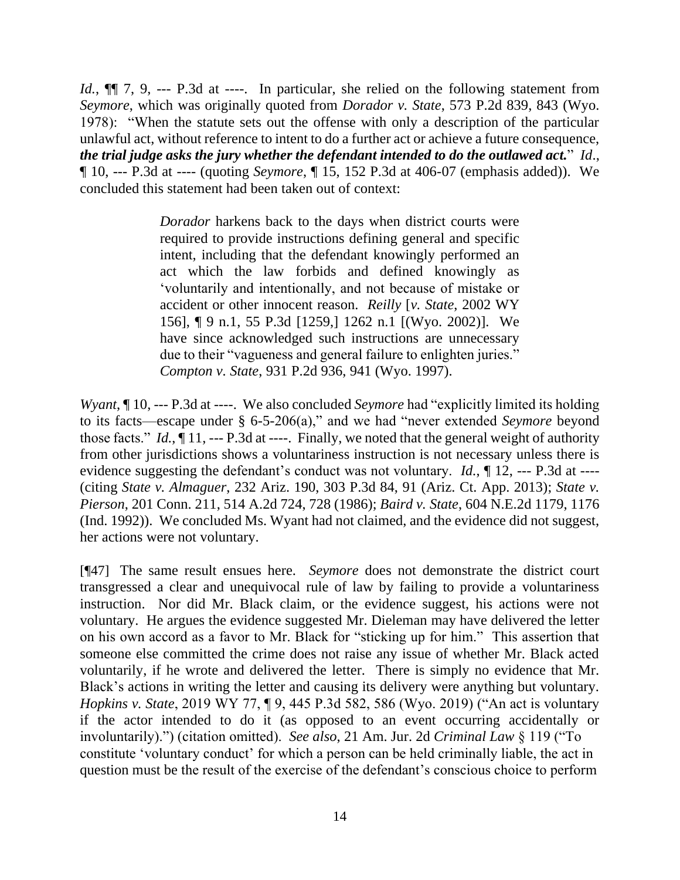*Id.*, ¶¶ 7, 9, --- P.3d at ----. In particular, she relied on the following statement from *Seymore*, which was originally quoted from *Dorador v. State*, 573 P.2d 839, 843 (Wyo. 1978): "When the statute sets out the offense with only a description of the particular unlawful act, without reference to intent to do a further act or achieve a future consequence, ***the trial judge asks the jury whether the defendant intended to do the outlawed act.***" *Id*., ¶ 10, --- P.3d at ---- (quoting *Seymore*, ¶ 15, 152 P.3d at 406-07 (emphasis added)). We concluded this statement had been taken out of context:

> *Dorador* harkens back to the days when district courts were required to provide instructions defining general and specific intent, including that the defendant knowingly performed an act which the law forbids and defined knowingly as 'voluntarily and intentionally, and not because of mistake or accident or other innocent reason. *Reilly* [*v. State*, 2002 WY 156], ¶ 9 n.1, 55 P.3d [1259,] 1262 n.1 [(Wyo. 2002)]. We have since acknowledged such instructions are unnecessary due to their "vagueness and general failure to enlighten juries." *Compton v. State*, 931 P.2d 936, 941 (Wyo. 1997).

*Wyant*, ¶ 10, --- P.3d at ----. We also concluded *Seymore* had "explicitly limited its holding to its facts—escape under § 6-5-206(a)," and we had "never extended *Seymore* beyond those facts." *Id.*, ¶ 11, --- P.3d at ----. Finally, we noted that the general weight of authority from other jurisdictions shows a voluntariness instruction is not necessary unless there is evidence suggesting the defendant's conduct was not voluntary. *Id.*, ¶ 12, --- P.3d at ---- (citing *State v. Almaguer*, 232 Ariz. 190, 303 P.3d 84, 91 (Ariz. Ct. App. 2013); *State v. Pierson*, 201 Conn. 211, 514 A.2d 724, 728 (1986); *Baird v. State*, 604 N.E.2d 1179, 1176 (Ind. 1992)). We concluded Ms. Wyant had not claimed, and the evidence did not suggest, her actions were not voluntary.

[¶47] The same result ensues here. *Seymore* does not demonstrate the district court transgressed a clear and unequivocal rule of law by failing to provide a voluntariness instruction. Nor did Mr. Black claim, or the evidence suggest, his actions were not voluntary. He argues the evidence suggested Mr. Dieleman may have delivered the letter on his own accord as a favor to Mr. Black for "sticking up for him." This assertion that someone else committed the crime does not raise any issue of whether Mr. Black acted voluntarily, if he wrote and delivered the letter. There is simply no evidence that Mr. Black's actions in writing the letter and causing its delivery were anything but voluntary. *Hopkins v. State*, 2019 WY 77, ¶ 9, 445 P.3d 582, 586 (Wyo. 2019) ("An act is voluntary if the actor intended to do it (as opposed to an event occurring accidentally or involuntarily).") (citation omitted). *See also*, 21 Am. Jur. 2d *Criminal Law* § 119 ("To constitute 'voluntary conduct' for which a person can be held criminally liable, the act in question must be the result of the exercise of the defendant's conscious choice to perform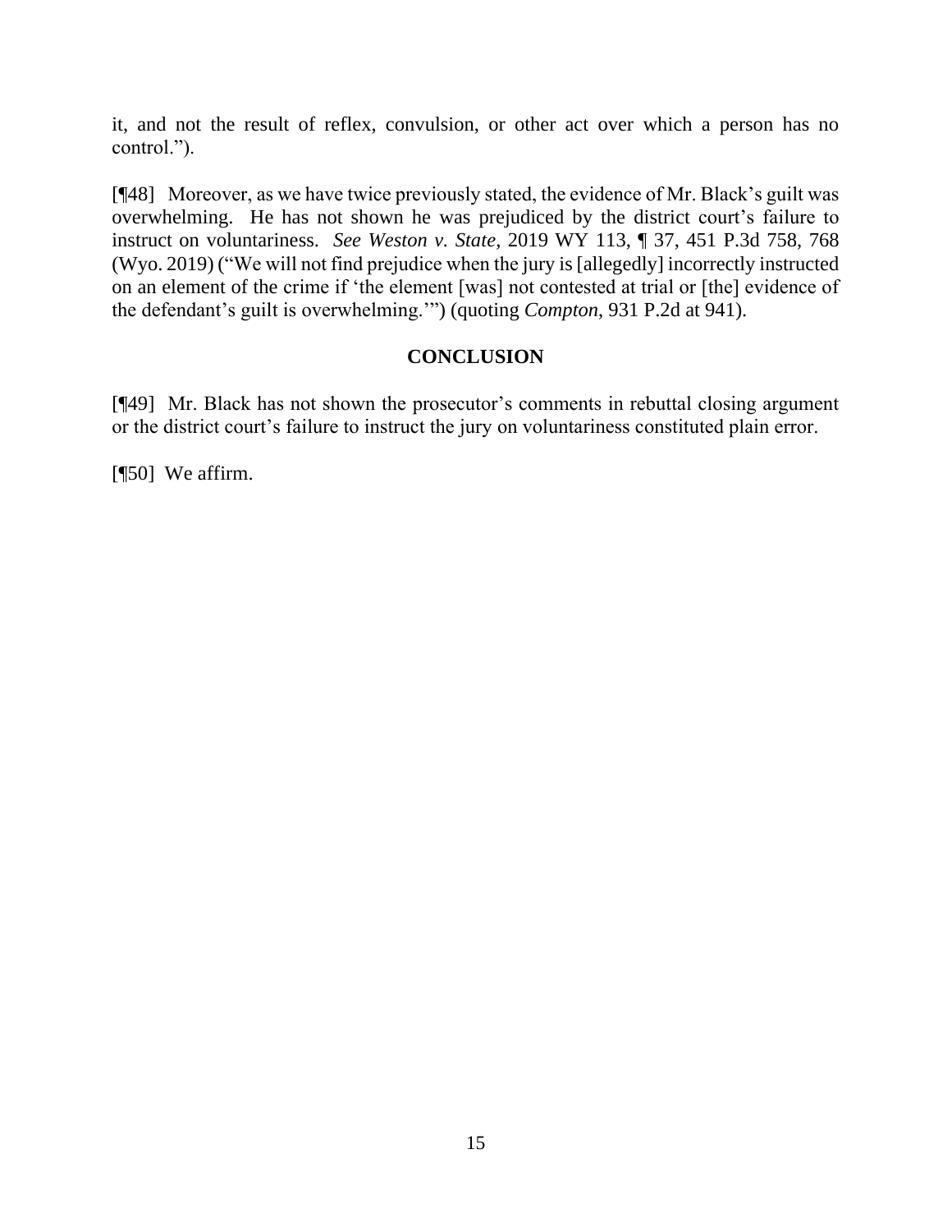it, and not the result of reflex, convulsion, or other act over which a person has no control.").

[¶48] Moreover, as we have twice previously stated, the evidence of Mr. Black's guilt was overwhelming. He has not shown he was prejudiced by the district court's failure to instruct on voluntariness. *See Weston v. State*, 2019 WY 113, ¶ 37, 451 P.3d 758, 768 (Wyo. 2019) ("We will not find prejudice when the jury is [allegedly] incorrectly instructed on an element of the crime if 'the element [was] not contested at trial or [the] evidence of the defendant's guilt is overwhelming.'") (quoting *Compton*, 931 P.2d at 941).

## CONCLUSION

[¶49] Mr. Black has not shown the prosecutor's comments in rebuttal closing argument or the district court's failure to instruct the jury on voluntariness constituted plain error.

[¶50] We affirm.